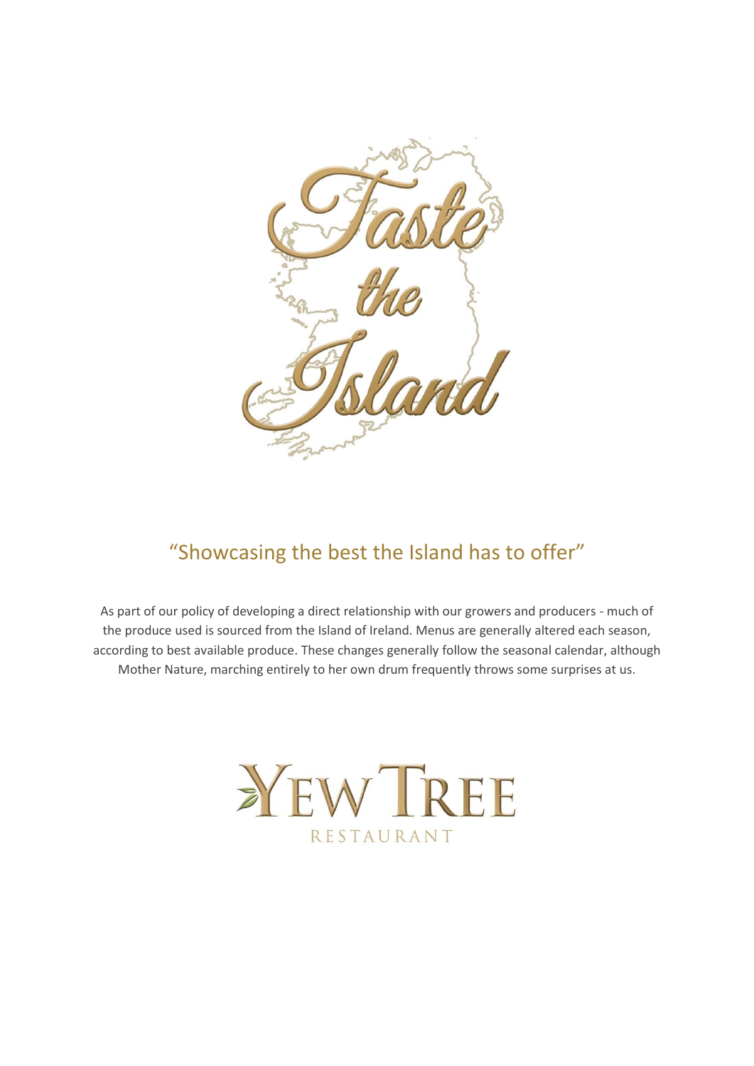# Taste the Island

## "Showcasing the best the Island has to offer"

As part of our policy of developing a direct relationship with our growers and producers - much of the produce used is sourced from the Island of Ireland. Menus are generally altered each season, according to best available produce. These changes generally follow the seasonal calendar, although Mother Nature, marching entirely to her own drum frequently throws some surprises at us.

YEW TREE
RESTAURANT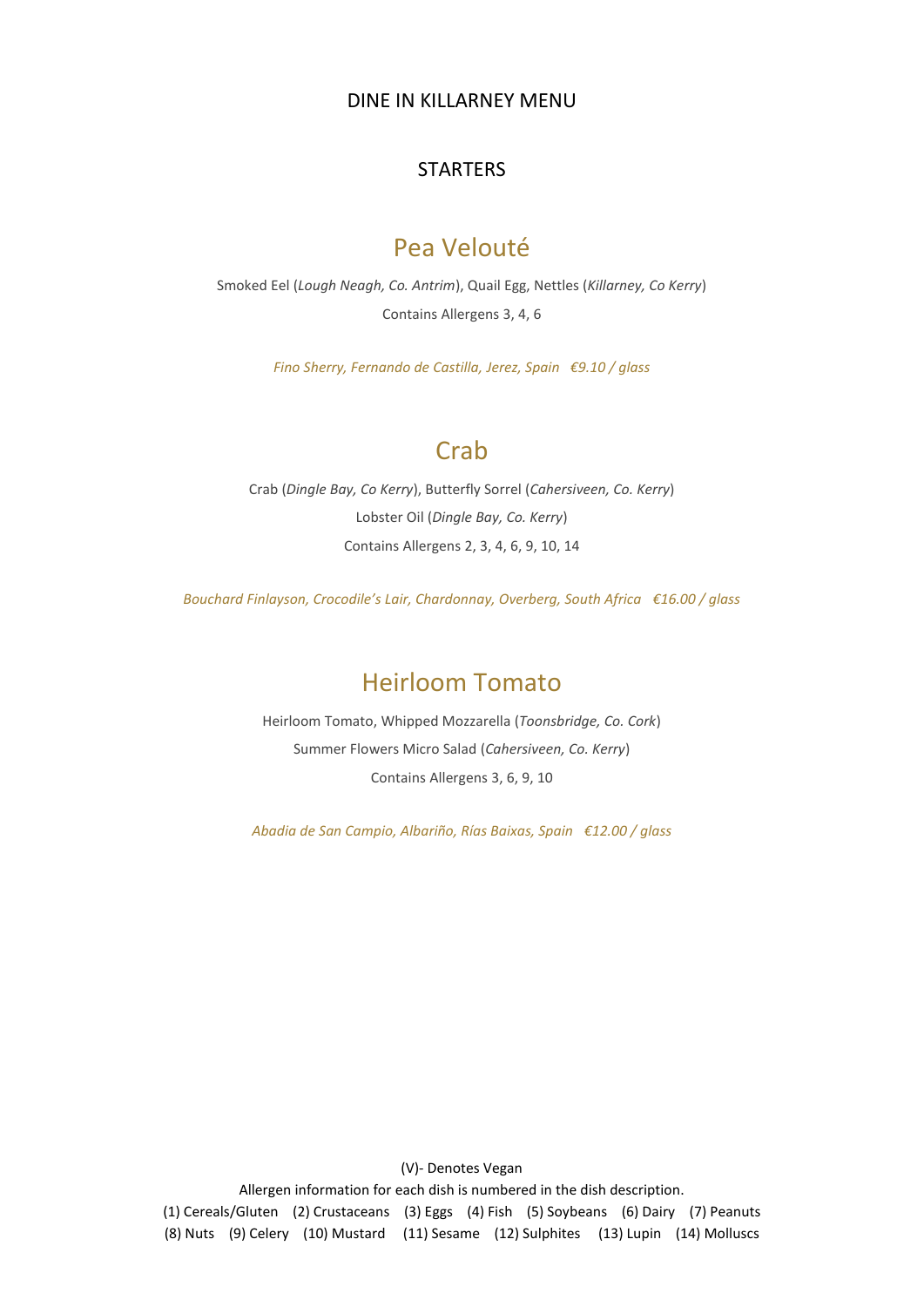# DINE IN KILLARNEY MENU

## STARTERS

### Pea Velouté

Smoked Eel (*Lough Neagh, Co. Antrim*), Quail Egg, Nettles (*Killarney, Co Kerry*)

Contains Allergens 3, 4, 6

*Fino Sherry, Fernando de Castilla, Jerez, Spain €9.10 / glass*

### Crab

Crab (*Dingle Bay, Co Kerry*), Butterfly Sorrel (*Cahersiveen, Co. Kerry*)

Lobster Oil (*Dingle Bay, Co. Kerry*)

Contains Allergens 2, 3, 4, 6, 9, 10, 14

*Bouchard Finlayson, Crocodile's Lair, Chardonnay, Overberg, South Africa €16.00 / glass*

### Heirloom Tomato

Heirloom Tomato, Whipped Mozzarella (*Toonsbridge, Co. Cork*)

Summer Flowers Micro Salad (*Cahersiveen, Co. Kerry*)

Contains Allergens 3, 6, 9, 10

*Abadia de San Campio, Albariño, Rías Baixas, Spain €12.00 / glass*

(V)- Denotes Vegan

Allergen information for each dish is numbered in the dish description.

(1) Cereals/Gluten (2) Crustaceans (3) Eggs (4) Fish (5) Soybeans (6) Dairy (7) Peanuts (8) Nuts (9) Celery (10) Mustard (11) Sesame (12) Sulphites (13) Lupin (14) Molluscs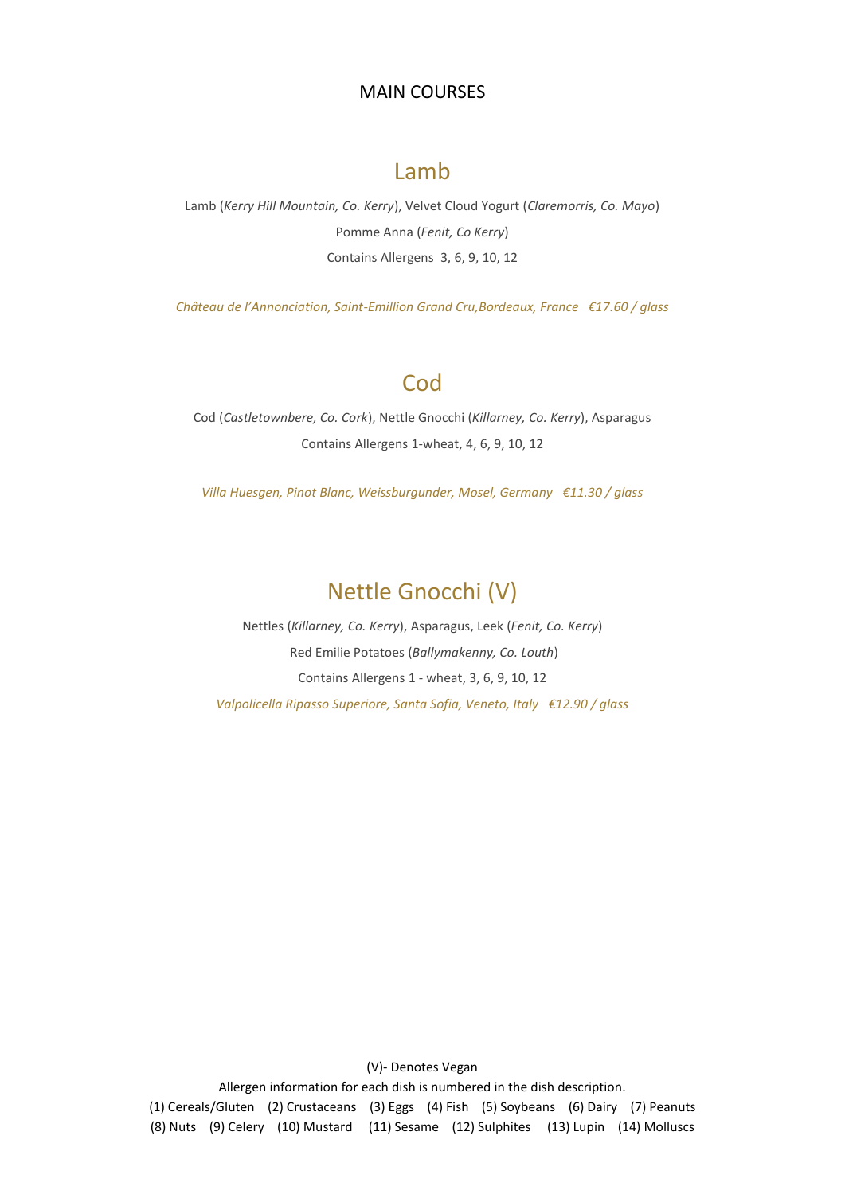# MAIN COURSES

## Lamb

Lamb (*Kerry Hill Mountain, Co. Kerry*), Velvet Cloud Yogurt (*Claremorris, Co. Mayo*)

Pomme Anna (*Fenit, Co Kerry*)

Contains Allergens 3, 6, 9, 10, 12

*Château de l'Annonciation, Saint-Emillion Grand Cru,Bordeaux, France €17.60 / glass*

## Cod

Cod (*Castletownbere, Co. Cork*), Nettle Gnocchi (*Killarney, Co. Kerry*), Asparagus

Contains Allergens 1-wheat, 4, 6, 9, 10, 12

*Villa Huesgen, Pinot Blanc, Weissburgunder, Mosel, Germany €11.30 / glass*

## Nettle Gnocchi (V)

Nettles (*Killarney, Co. Kerry*), Asparagus, Leek (*Fenit, Co. Kerry*)

Red Emilie Potatoes (*Ballymakenny, Co. Louth*)

Contains Allergens 1 - wheat, 3, 6, 9, 10, 12

*Valpolicella Ripasso Superiore, Santa Sofia, Veneto, Italy €12.90 / glass*

(V)- Denotes Vegan

Allergen information for each dish is numbered in the dish description.

(1) Cereals/Gluten (2) Crustaceans (3) Eggs (4) Fish (5) Soybeans (6) Dairy (7) Peanuts
(8) Nuts (9) Celery (10) Mustard (11) Sesame (12) Sulphites (13) Lupin (14) Molluscs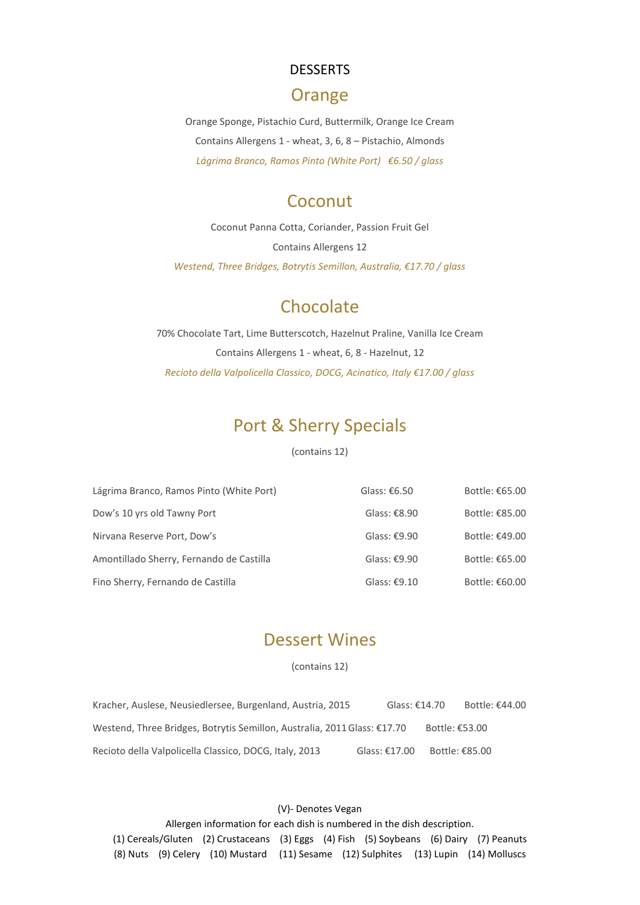# DESSERTS

## Orange

Orange Sponge, Pistachio Curd, Buttermilk, Orange Ice Cream

Contains Allergens 1 - wheat, 3, 6, 8 – Pistachio, Almonds

*Lágrima Branco, Ramos Pinto (White Port) €6.50 / glass*

## Coconut

Coconut Panna Cotta, Coriander, Passion Fruit Gel

Contains Allergens 12

*Westend, Three Bridges, Botrytis Semillon, Australia, €17.70 / glass*

## Chocolate

70% Chocolate Tart, Lime Butterscotch, Hazelnut Praline, Vanilla Ice Cream

Contains Allergens 1 - wheat, 6, 8 - Hazelnut, 12

*Recioto della Valpolicella Classico, DOCG, Acinatico, Italy €17.00 / glass*

## Port & Sherry Specials

(contains 12)

| | | |
|---|---|---|
| Lágrima Branco, Ramos Pinto (White Port) | Glass: €6.50 | Bottle: €65.00 |
| Dow's 10 yrs old Tawny Port | Glass: €8.90 | Bottle: €85.00 |
| Nirvana Reserve Port, Dow's | Glass: €9.90 | Bottle: €49.00 |
| Amontillado Sherry, Fernando de Castilla | Glass: €9.90 | Bottle: €65.00 |
| Fino Sherry, Fernando de Castilla | Glass: €9.10 | Bottle: €60.00 |

## Dessert Wines

(contains 12)

| | | |
|---|---|---|
| Kracher, Auslese, Neusiedlersee, Burgenland, Austria, 2015 | Glass: €14.70 | Bottle: €44.00 |
| Westend, Three Bridges, Botrytis Semillon, Australia, 2011 | Glass: €17.70 | Bottle: €53.00 |
| Recioto della Valpolicella Classico, DOCG, Italy, 2013 | Glass: €17.00 | Bottle: €85.00 |

(V)- Denotes Vegan

Allergen information for each dish is numbered in the dish description.

(1) Cereals/Gluten (2) Crustaceans (3) Eggs (4) Fish (5) Soybeans (6) Dairy (7) Peanuts (8) Nuts (9) Celery (10) Mustard (11) Sesame (12) Sulphites (13) Lupin (14) Molluscs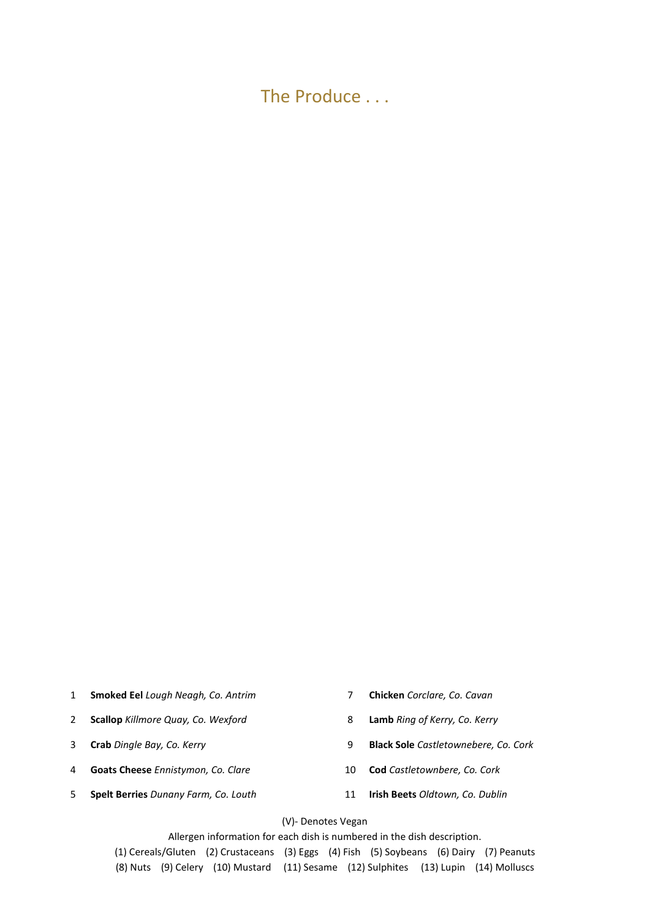# The Produce . . .

1. **Smoked Eel** *Lough Neagh, Co. Antrim*
2. **Scallop** *Killmore Quay, Co. Wexford*
3. **Crab** *Dingle Bay, Co. Kerry*
4. **Goats Cheese** *Ennistymon, Co. Clare*
5. **Spelt Berries** *Dunany Farm, Co. Louth*
7. **Chicken** *Corclare, Co. Cavan*
8. **Lamb** *Ring of Kerry, Co. Kerry*
9. **Black Sole** *Castletownebere, Co. Cork*
10. **Cod** *Castletownbere, Co. Cork*
11. **Irish Beets** *Oldtown, Co. Dublin*

(V)- Denotes Vegan

Allergen information for each dish is numbered in the dish description.

(1) Cereals/Gluten (2) Crustaceans (3) Eggs (4) Fish (5) Soybeans (6) Dairy (7) Peanuts (8) Nuts (9) Celery (10) Mustard (11) Sesame (12) Sulphites (13) Lupin (14) Molluscs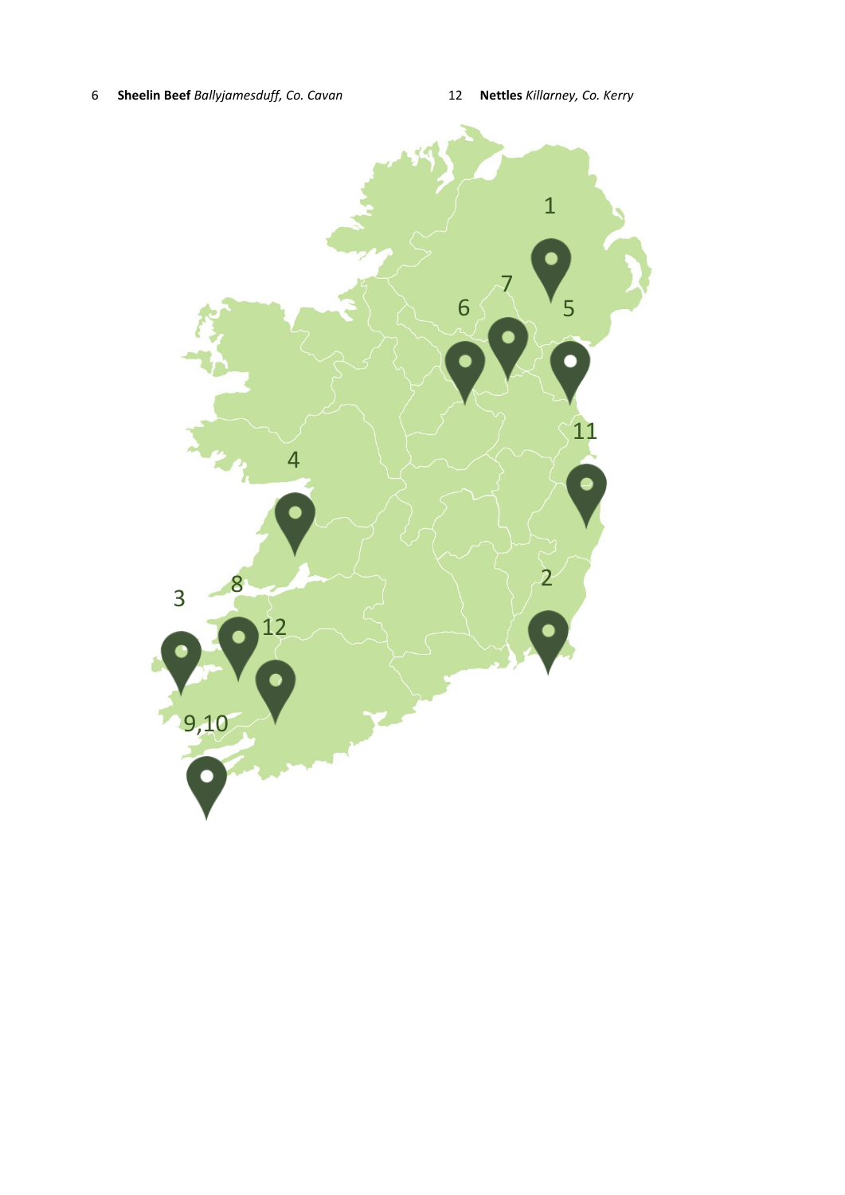6 **Sheelin Beef** *Ballyjamesduff, Co. Cavan*

12 **Nettles** *Killarney, Co. Kerry*

1

7

6

5

11

4

2

8

3

12

9,10